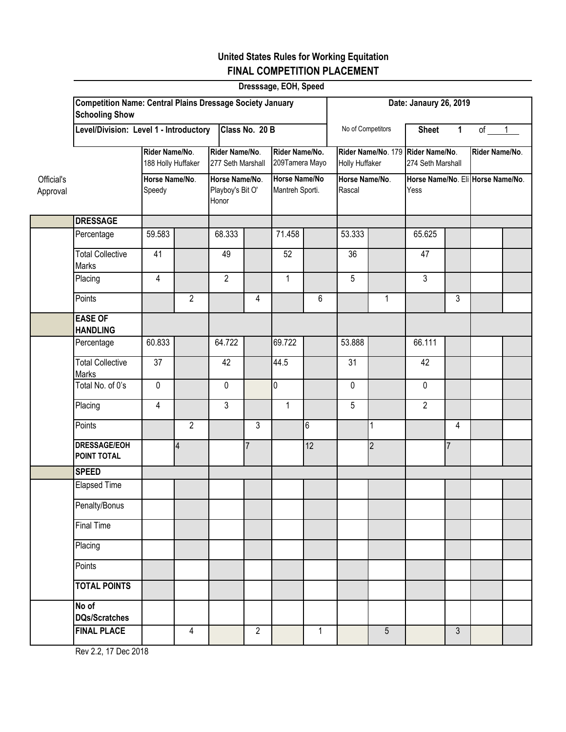# United States Rules for Working Equitation

## FINAL COMPETITION PLACEMENT

**Dresssage, EOH, Speed**

| | | | | | | | | | | | | | |
|---|---|---|---|---|---|---|---|---|---|---|---|---|---|
| | **Competition Name: Central Plains Dressage Society January Schooling Show** | | | | | | | **Date: Janaury 26, 2019** | | | | | |
| | **Level/Division: Level 1 - Introductory** | | | **Class No. 20 B** | | | | No of Competitors | | **Sheet 1** | | of 1 | |
| | | **Rider Name/No.** 188 Holly Huffaker | | **Rider Name/No.** 277 Seth Marshall | | **Rider Name/No.** 209Tamera Mayo | | **Rider Name/No.** 179 Holly Huffaker | | **Rider Name/No.** 274 Seth Marshall | | **Rider Name/No.** | |
| Official's Approval | | **Horse Name/No.** Speedy | | **Horse Name/No.** Playboy's Bit O' Honor | | **Horse Name/No** Mantreh Sporti. | | **Horse Name/No.** Rascal | | **Horse Name/No.** Eli Yess | | **Horse Name/No.** | |
| | **DRESSAGE** | | | | | | | | | | | | |
| | Percentage | 59.583 | | 68.333 | | 71.458 | | 53.333 | | 65.625 | | | |
| | Total Collective Marks | 41 | | 49 | | 52 | | 36 | | 47 | | | |
| | Placing | 4 | | 2 | | 1 | | 5 | | 3 | | | |
| | Points | | 2 | | 4 | | 6 | | 1 | | 3 | | |
| | **EASE OF HANDLING** | | | | | | | | | | | | |
| | Percentage | 60.833 | | 64.722 | | 69.722 | | 53.888 | | 66.111 | | | |
| | Total Collective Marks | 37 | | 42 | | 44.5 | | 31 | | 42 | | | |
| | Total No. of 0's | 0 | | 0 | | 0 | | 0 | | 0 | | | |
| | Placing | 4 | | 3 | | 1 | | 5 | | 2 | | | |
| | Points | | 2 | | 3 | | 6 | | 1 | | 4 | | |
| | **DRESSAGE/EOH POINT TOTAL** | | 4 | | 7 | | 12 | | 2 | | 7 | | |
| | **SPEED** | | | | | | | | | | | | |
| | Elapsed Time | | | | | | | | | | | | |
| | Penalty/Bonus | | | | | | | | | | | | |
| | Final Time | | | | | | | | | | | | |
| | Placing | | | | | | | | | | | | |
| | Points | | | | | | | | | | | | |
| | **TOTAL POINTS** | | | | | | | | | | | | |
| | **No of DQs/Scratches** | | | | | | | | | | | | |
| | **FINAL PLACE** | | 4 | | 2 | | 1 | | 5 | | 3 | | |

Rev 2.2, 17 Dec 2018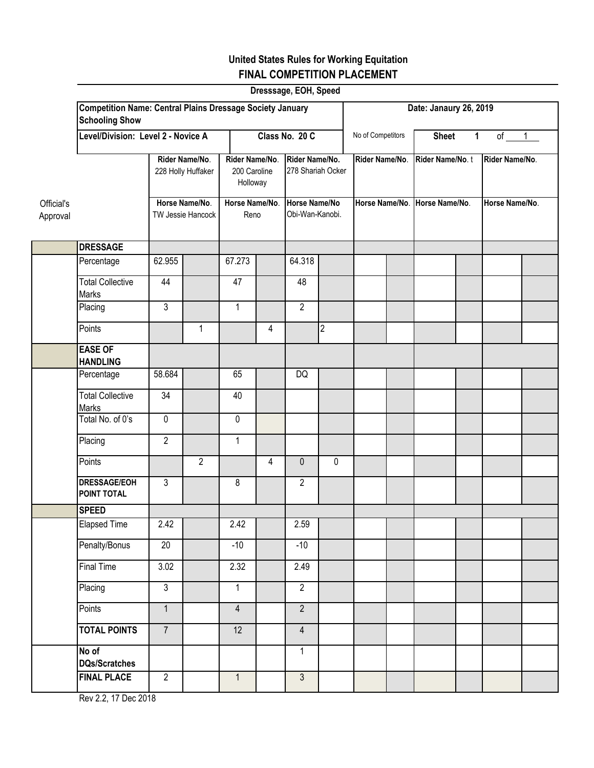# United States Rules for Working Equitation

## FINAL COMPETITION PLACEMENT

**Dresssage, EOH, Speed**

| **Competition Name: Central Plains Dressage Society January Schooling Show** | | | | | | | **Date: Janaury 26, 2019** | | | | | |
|---|---|---|---|---|---|---|---|---|---|---|---|---|
| **Level/Division: Level 2 - Novice A** | | | | **Class No. 20 C** | | | No of Competitors | | **Sheet 1 of 1** | | | |
| | **Rider Name/No.** 228 Holly Huffaker | | **Rider Name/No.** 200 Caroline Holloway | | **Rider Name/No.** 278 Shariah Ocker | | **Rider Name/No.** | | **Rider Name/No.** t | | **Rider Name/No.** | |
| Official's Approval | **Horse Name/No.** TW Jessie Hancock | | **Horse Name/No.** Reno | | **Horse Name/No** Obi-Wan-Kanobi. | | **Horse Name/No.** | | **Horse Name/No.** | | **Horse Name/No.** | |
| **DRESSAGE** | | | | | | | | | | | | |
| Percentage | 62.955 | | 67.273 | | 64.318 | | | | | | | |
| Total Collective Marks | 44 | | 47 | | 48 | | | | | | | |
| Placing | 3 | | 1 | | 2 | | | | | | | |
| Points | | 1 | | 4 | | 2 | | | | | | |
| **EASE OF HANDLING** | | | | | | | | | | | | |
| Percentage | 58.684 | | 65 | | DQ | | | | | | | |
| Total Collective Marks | 34 | | 40 | | | | | | | | | |
| Total No. of 0's | 0 | | 0 | | | | | | | | | |
| Placing | 2 | | 1 | | | | | | | | | |
| Points | | 2 | | 4 | 0 | 0 | | | | | | |
| **DRESSAGE/EOH POINT TOTAL** | 3 | | 8 | | 2 | | | | | | | |
| **SPEED** | | | | | | | | | | | | |
| Elapsed Time | 2.42 | | 2.42 | | 2.59 | | | | | | | |
| Penalty/Bonus | 20 | | -10 | | -10 | | | | | | | |
| Final Time | 3.02 | | 2.32 | | 2.49 | | | | | | | |
| Placing | 3 | | 1 | | 2 | | | | | | | |
| Points | 1 | | 4 | | 2 | | | | | | | |
| **TOTAL POINTS** | 7 | | 12 | | 4 | | | | | | | |
| **No of DQs/Scratches** | | | | | 1 | | | | | | | |
| **FINAL PLACE** | 2 | | 1 | | 3 | | | | | | | |

Rev 2.2, 17 Dec 2018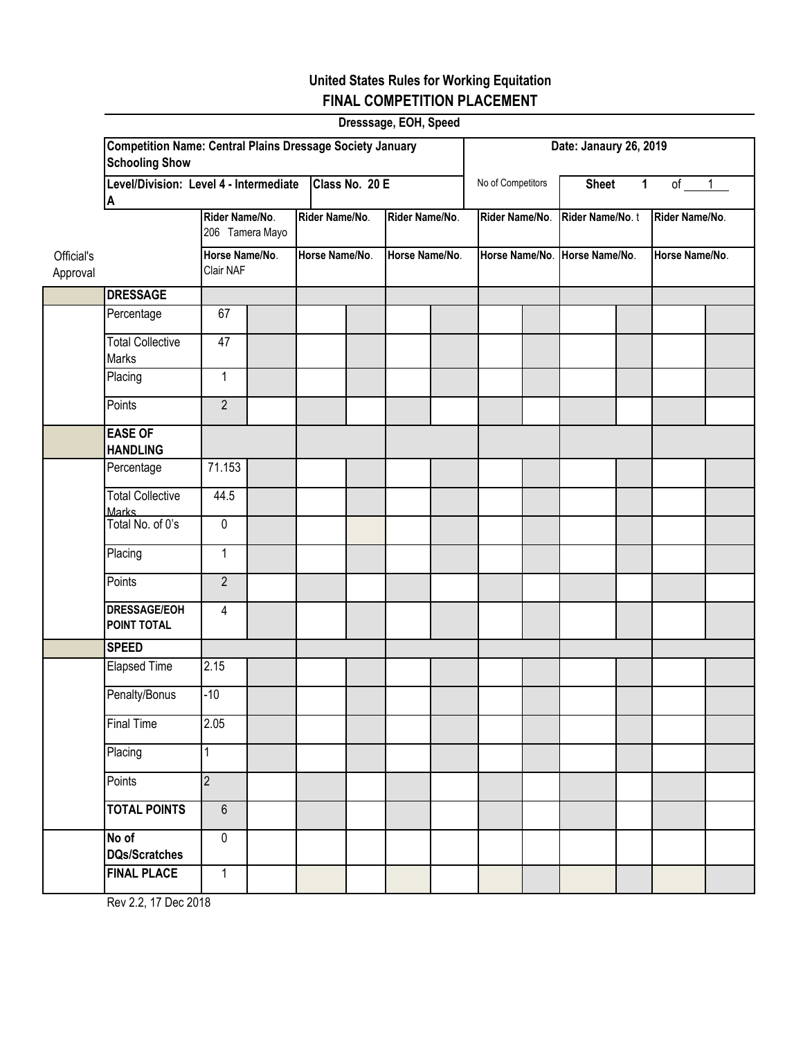**United States Rules for Working Equitation**

**FINAL COMPETITION PLACEMENT**

**Dresssage, EOH, Speed**

| | | | | | | | | | | | | | |
|---|---|---|---|---|---|---|---|---|---|---|---|---|---|
| | **Competition Name: Central Plains Dressage Society January Schooling Show** | | | | | | | **Date: Janaury 26, 2019** | | | | | |
| | **Level/Division: Level 4 - Intermediate A** | | | **Class No. 20 E** | | | | No of Competitors | | **Sheet 1 of 1** | | | |
| | | **Rider Name/No.** 206 Tamera Mayo | | **Rider Name/No.** | | **Rider Name/No.** | | **Rider Name/No.** | | **Rider Name/No.** t | | **Rider Name/No.** | |
| Official's Approval | | **Horse Name/No.** Clair NAF | | **Horse Name/No.** | | **Horse Name/No.** | | **Horse Name/No.** | | **Horse Name/No.** | | **Horse Name/No.** | |
| | **DRESSAGE** | | | | | | | | | | | | |
| | Percentage | 67 | | | | | | | | | | | |
| | Total Collective Marks | 47 | | | | | | | | | | | |
| | Placing | 1 | | | | | | | | | | | |
| | Points | 2 | | | | | | | | | | | |
| | **EASE OF HANDLING** | | | | | | | | | | | | |
| | Percentage | 71.153 | | | | | | | | | | | |
| | Total Collective Marks | 44.5 | | | | | | | | | | | |
| | Total No. of 0's | 0 | | | | | | | | | | | |
| | Placing | 1 | | | | | | | | | | | |
| | Points | 2 | | | | | | | | | | | |
| | **DRESSAGE/EOH POINT TOTAL** | 4 | | | | | | | | | | | |
| | **SPEED** | | | | | | | | | | | | |
| | Elapsed Time | 2.15 | | | | | | | | | | | |
| | Penalty/Bonus | -10 | | | | | | | | | | | |
| | Final Time | 2.05 | | | | | | | | | | | |
| | Placing | 1 | | | | | | | | | | | |
| | Points | 2 | | | | | | | | | | | |
| | **TOTAL POINTS** | 6 | | | | | | | | | | | |
| | **No of DQs/Scratches** | 0 | | | | | | | | | | | |
| | **FINAL PLACE** | 1 | | | | | | | | | | | |

Rev 2.2, 17 Dec 2018